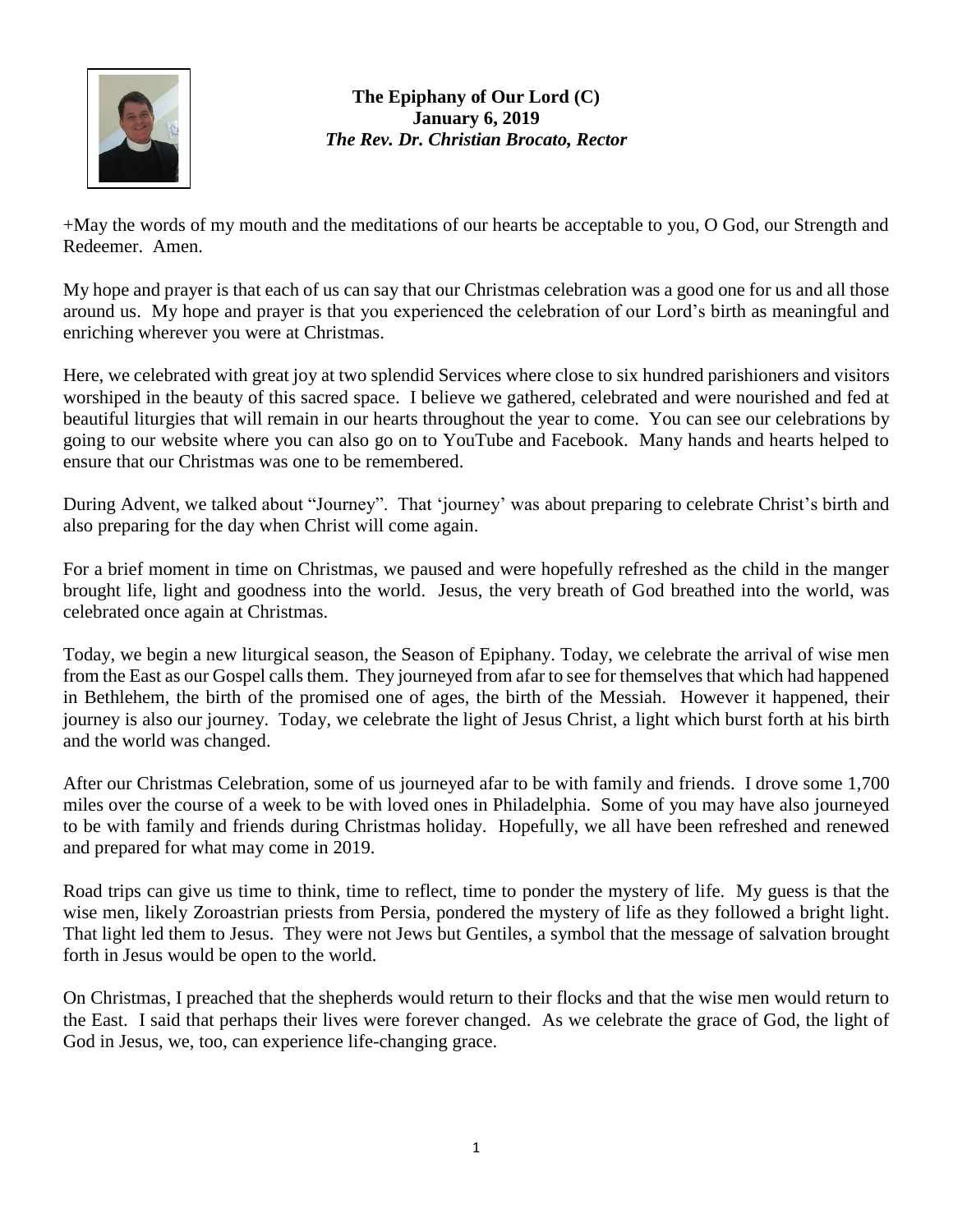**The Epiphany of Our Lord (C)**
**January 6, 2019**
***The Rev. Dr. Christian Brocato, Rector***

+May the words of my mouth and the meditations of our hearts be acceptable to you, O God, our Strength and Redeemer. Amen.

My hope and prayer is that each of us can say that our Christmas celebration was a good one for us and all those around us. My hope and prayer is that you experienced the celebration of our Lord's birth as meaningful and enriching wherever you were at Christmas.

Here, we celebrated with great joy at two splendid Services where close to six hundred parishioners and visitors worshiped in the beauty of this sacred space. I believe we gathered, celebrated and were nourished and fed at beautiful liturgies that will remain in our hearts throughout the year to come. You can see our celebrations by going to our website where you can also go on to YouTube and Facebook. Many hands and hearts helped to ensure that our Christmas was one to be remembered.

During Advent, we talked about "Journey". That 'journey' was about preparing to celebrate Christ's birth and also preparing for the day when Christ will come again.

For a brief moment in time on Christmas, we paused and were hopefully refreshed as the child in the manger brought life, light and goodness into the world. Jesus, the very breath of God breathed into the world, was celebrated once again at Christmas.

Today, we begin a new liturgical season, the Season of Epiphany. Today, we celebrate the arrival of wise men from the East as our Gospel calls them. They journeyed from afar to see for themselves that which had happened in Bethlehem, the birth of the promised one of ages, the birth of the Messiah. However it happened, their journey is also our journey. Today, we celebrate the light of Jesus Christ, a light which burst forth at his birth and the world was changed.

After our Christmas Celebration, some of us journeyed afar to be with family and friends. I drove some 1,700 miles over the course of a week to be with loved ones in Philadelphia. Some of you may have also journeyed to be with family and friends during Christmas holiday. Hopefully, we all have been refreshed and renewed and prepared for what may come in 2019.

Road trips can give us time to think, time to reflect, time to ponder the mystery of life. My guess is that the wise men, likely Zoroastrian priests from Persia, pondered the mystery of life as they followed a bright light. That light led them to Jesus. They were not Jews but Gentiles, a symbol that the message of salvation brought forth in Jesus would be open to the world.

On Christmas, I preached that the shepherds would return to their flocks and that the wise men would return to the East. I said that perhaps their lives were forever changed. As we celebrate the grace of God, the light of God in Jesus, we, too, can experience life-changing grace.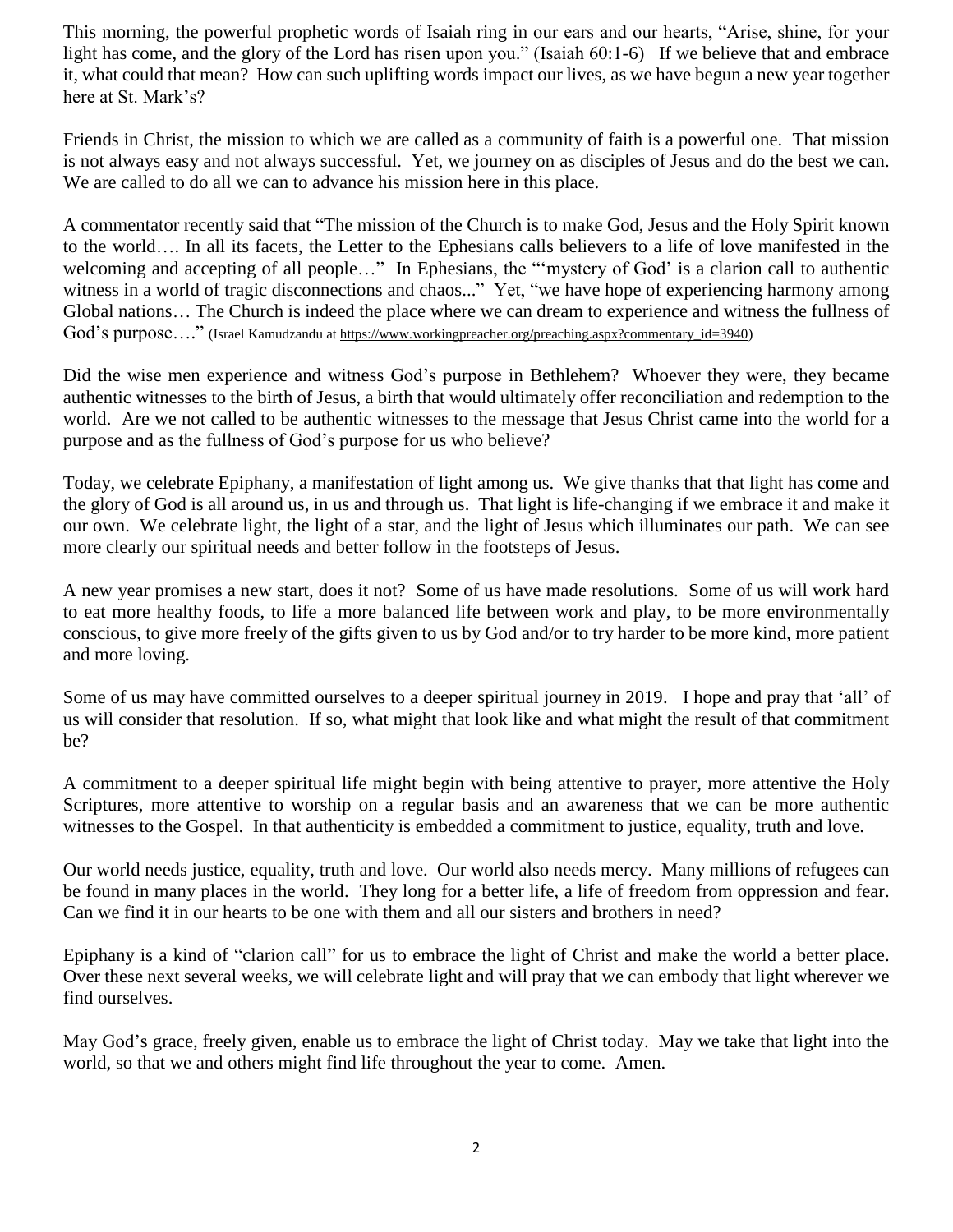This morning, the powerful prophetic words of Isaiah ring in our ears and our hearts, "Arise, shine, for your light has come, and the glory of the Lord has risen upon you." (Isaiah 60:1-6) If we believe that and embrace it, what could that mean? How can such uplifting words impact our lives, as we have begun a new year together here at St. Mark's?

Friends in Christ, the mission to which we are called as a community of faith is a powerful one. That mission is not always easy and not always successful. Yet, we journey on as disciples of Jesus and do the best we can. We are called to do all we can to advance his mission here in this place.

A commentator recently said that "The mission of the Church is to make God, Jesus and the Holy Spirit known to the world…. In all its facets, the Letter to the Ephesians calls believers to a life of love manifested in the welcoming and accepting of all people…" In Ephesians, the "'mystery of God' is a clarion call to authentic witness in a world of tragic disconnections and chaos..." Yet, "we have hope of experiencing harmony among Global nations… The Church is indeed the place where we can dream to experience and witness the fullness of God's purpose…." (Israel Kamudzandu at https://www.workingpreacher.org/preaching.aspx?commentary_id=3940)

Did the wise men experience and witness God's purpose in Bethlehem? Whoever they were, they became authentic witnesses to the birth of Jesus, a birth that would ultimately offer reconciliation and redemption to the world. Are we not called to be authentic witnesses to the message that Jesus Christ came into the world for a purpose and as the fullness of God's purpose for us who believe?

Today, we celebrate Epiphany, a manifestation of light among us. We give thanks that that light has come and the glory of God is all around us, in us and through us. That light is life-changing if we embrace it and make it our own. We celebrate light, the light of a star, and the light of Jesus which illuminates our path. We can see more clearly our spiritual needs and better follow in the footsteps of Jesus.

A new year promises a new start, does it not? Some of us have made resolutions. Some of us will work hard to eat more healthy foods, to life a more balanced life between work and play, to be more environmentally conscious, to give more freely of the gifts given to us by God and/or to try harder to be more kind, more patient and more loving.

Some of us may have committed ourselves to a deeper spiritual journey in 2019. I hope and pray that 'all' of us will consider that resolution. If so, what might that look like and what might the result of that commitment be?

A commitment to a deeper spiritual life might begin with being attentive to prayer, more attentive the Holy Scriptures, more attentive to worship on a regular basis and an awareness that we can be more authentic witnesses to the Gospel. In that authenticity is embedded a commitment to justice, equality, truth and love.

Our world needs justice, equality, truth and love. Our world also needs mercy. Many millions of refugees can be found in many places in the world. They long for a better life, a life of freedom from oppression and fear. Can we find it in our hearts to be one with them and all our sisters and brothers in need?

Epiphany is a kind of "clarion call" for us to embrace the light of Christ and make the world a better place. Over these next several weeks, we will celebrate light and will pray that we can embody that light wherever we find ourselves.

May God's grace, freely given, enable us to embrace the light of Christ today. May we take that light into the world, so that we and others might find life throughout the year to come. Amen.